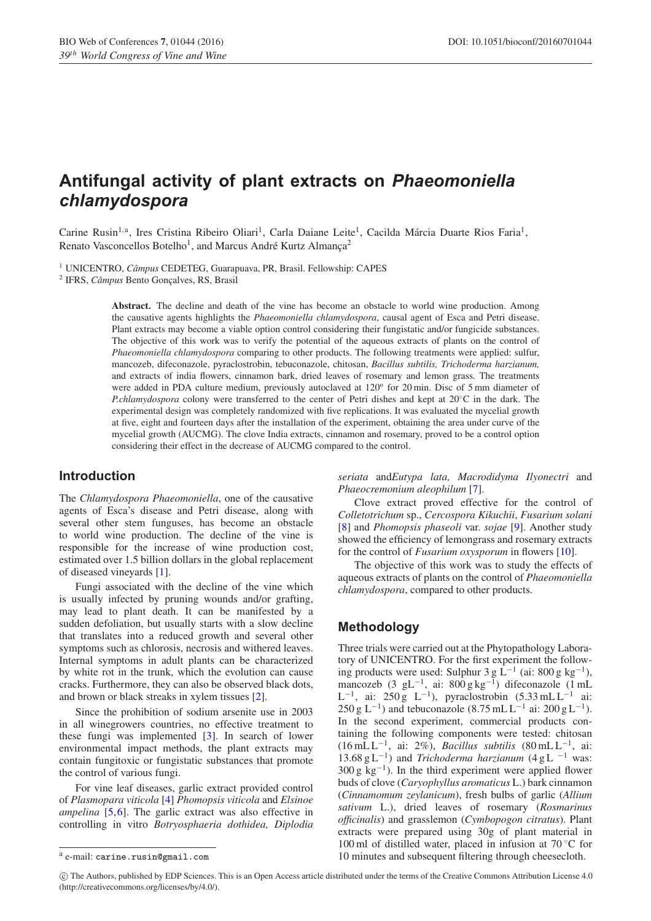# Antifungal activity of plant extracts on *Phaeomoniella chlamydospora*

Carine Rusin[1,a], Ires Cristina Ribeiro Oliari[1], Carla Daiane Leite[1], Cacilda Márcia Duarte Rios Faria[1], Renato Vasconcellos Botelho[1], and Marcus André Kurtz Almança[2]

[1] UNICENTRO, *Câmpus* CEDETEG, Guarapuava, PR, Brasil. Fellowship: CAPES

[2] IFRS, *Câmpus* Bento Gonçalves, RS, Brasil

**Abstract.** The decline and death of the vine has become an obstacle to world wine production. Among the causative agents highlights the *Phaeomoniella chlamydospora*, causal agent of Esca and Petri disease. Plant extracts may become a viable option control considering their fungistatic and/or fungicide substances. The objective of this work was to verify the potential of the aqueous extracts of plants on the control of *Phaeomoniella chlamydospora* comparing to other products. The following treatments were applied: sulfur, mancozeb, difeconazole, pyraclostrobin, tebuconazole, chitosan, *Bacillus subtilis, Trichoderma harzianum,* and extracts of india flowers, cinnamon bark, dried leaves of rosemary and lemon grass. The treatments were added in PDA culture medium, previously autoclaved at 120º for 20 min. Disc of 5 mm diameter of *P.chlamydospora* colony were transferred to the center of Petri dishes and kept at 20°C in the dark. The experimental design was completely randomized with five replications. It was evaluated the mycelial growth at five, eight and fourteen days after the installation of the experiment, obtaining the area under curve of the mycelial growth (AUCMG). The clove India extracts, cinnamon and rosemary, proved to be a control option considering their effect in the decrease of AUCMG compared to the control.

## Introduction

The *Chlamydospora Phaeomoniella*, one of the causative agents of Esca's disease and Petri disease, along with several other stem funguses, has become an obstacle to world wine production. The decline of the vine is responsible for the increase of wine production cost, estimated over 1.5 billion dollars in the global replacement of diseased vineyards [1].

Fungi associated with the decline of the vine which is usually infected by pruning wounds and/or grafting, may lead to plant death. It can be manifested by a sudden defoliation, but usually starts with a slow decline that translates into a reduced growth and several other symptoms such as chlorosis, necrosis and withered leaves. Internal symptoms in adult plants can be characterized by white rot in the trunk, which the evolution can cause cracks. Furthermore, they can also be observed black dots, and brown or black streaks in xylem tissues [2].

Since the prohibition of sodium arsenite use in 2003 in all winegrowers countries, no effective treatment to these fungi was implemented [3]. In search of lower environmental impact methods, the plant extracts may contain fungitoxic or fungistatic substances that promote the control of various fungi.

For vine leaf diseases, garlic extract provided control of *Plasmopara viticola* [4] *Phomopsis viticola* and *Elsinoe ampelina* [5,6]. The garlic extract was also effective in controlling in vitro *Botryosphaeria dothidea, Diplodia seriata* and*Eutypa lata, Macrodidyma Ilyonectri* and *Phaeocremonium aleophilum* [7].

Clove extract proved effective for the control of *Colletotrichum* sp., *Cercospora Kikuchii*, *Fusarium solani* [8] and *Phomopsis phaseoli* var. *sojae* [9]. Another study showed the efficiency of lemongrass and rosemary extracts for the control of *Fusarium oxysporum* in flowers [10].

The objective of this work was to study the effects of aqueous extracts of plants on the control of *Phaeomoniella chlamydospora*, compared to other products.

## Methodology

Three trials were carried out at the Phytopathology Laboratory of UNICENTRO. For the first experiment the following products were used: Sulphur 3 g $L^{-1}$ (ai: 800 g $kg^{-1}$), mancozeb (3 $gL^{-1}$, ai: 800 g $kg^{-1}$) difeconazole (1 mL $L^{-1}$, ai: 250 g $L^{-1}$), pyraclostrobin (5.33 mL $L^{-1}$ ai: 250 g $L^{-1}$) and tebuconazole (8.75 mL $L^{-1}$ ai: 200 g $L^{-1}$). In the second experiment, commercial products containing the following components were tested: chitosan (16 mL $L^{-1}$, ai: 2%), *Bacillus subtilis* (80 mL $L^{-1}$, ai: 13.68 g $L^{-1}$) and *Trichoderma harzianum* (4 g $L^{-1}$ was: 300 g $kg^{-1}$). In the third experiment were applied flower buds of clove (*Caryophyllus aromaticus* L.) bark cinnamon (*Cinnamomum zeylanicum*), fresh bulbs of garlic (*Allium sativum* L.), dried leaves of rosemary (*Rosmarinus officinalis*) and grasslemon (*Cymbopogon citratus*). Plant extracts were prepared using 30g of plant material in 100 ml of distilled water, placed in infusion at 70 °C for 10 minutes and subsequent filtering through cheesecloth.

[a] e-mail: carine.rusin@gmail.com

© The Authors, published by EDP Sciences. This is an Open Access article distributed under the terms of the Creative Commons Attribution License 4.0 (http://creativecommons.org/licenses/by/4.0/).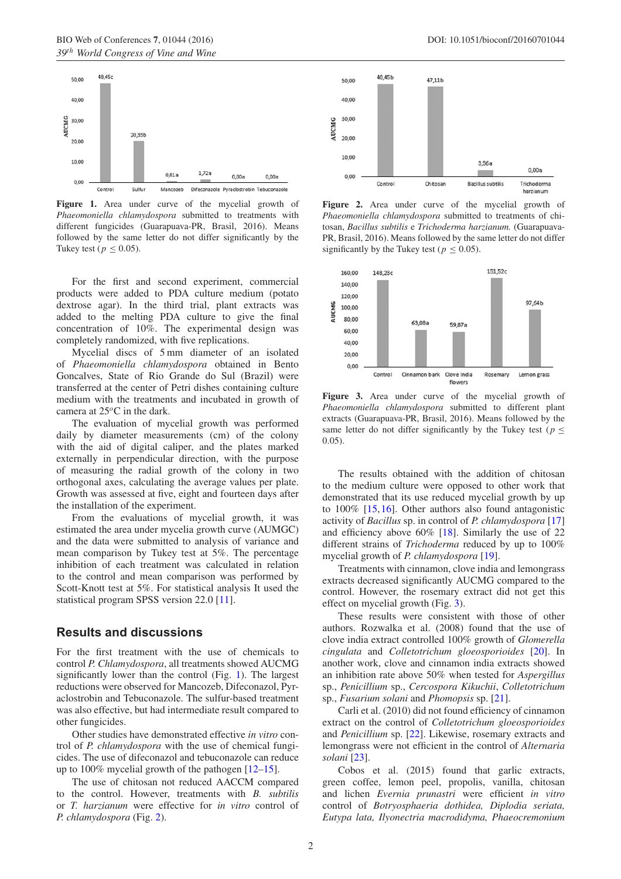Figure 1. Area under curve of the mycelial growth of *Phaeomoniella chlamydospora* submitted to treatments with different fungicides (Guarapuava-PR, Brasil, 2016). Means followed by the same letter do not differ significantly by the Tukey test ($p \leq 0.05$).

Figure 2. Area under curve of the mycelial growth of *Phaeomoniella chlamydospora* submitted to treatments of chitosan, *Bacillus subtilis* e *Trichoderma harzianum.* (Guarapuava-PR, Brasil, 2016). Means followed by the same letter do not differ significantly by the Tukey test ($p \leq 0.05$).

Figure 3. Area under curve of the mycelial growth of *Phaeomoniella chlamydospora* submitted to different plant extracts (Guarapuava-PR, Brasil, 2016). Means followed by the same letter do not differ significantly by the Tukey test ($p \leq 0.05$).

For the first and second experiment, commercial products were added to PDA culture medium (potato dextrose agar). In the third trial, plant extracts was added to the melting PDA culture to give the final concentration of 10%. The experimental design was completely randomized, with five replications.

Mycelial discs of 5 mm diameter of an isolated of *Phaeomoniella chlamydospora* obtained in Bento Goncalves, State of Rio Grande do Sul (Brazil) were transferred at the center of Petri dishes containing culture medium with the treatments and incubated in growth of camera at 25$^o$C in the dark.

The evaluation of mycelial growth was performed daily by diameter measurements (cm) of the colony with the aid of digital caliper, and the plates marked externally in perpendicular direction, with the purpose of measuring the radial growth of the colony in two orthogonal axes, calculating the average values per plate. Growth was assessed at five, eight and fourteen days after the installation of the experiment.

From the evaluations of mycelial growth, it was estimated the area under mycelia growth curve (AUMGC) and the data were submitted to analysis of variance and mean comparison by Tukey test at 5%. The percentage inhibition of each treatment was calculated in relation to the control and mean comparison was performed by Scott-Knott test at 5%. For statistical analysis It used the statistical program SPSS version 22.0 [11].

## Results and discussions

For the first treatment with the use of chemicals to control *P. Chlamydospora*, all treatments showed AUCMG significantly lower than the control (Fig. 1). The largest reductions were observed for Mancozeb, Difeconazol, Pyraclostrobin and Tebuconazole. The sulfur-based treatment was also effective, but had intermediate result compared to other fungicides.

Other studies have demonstrated effective *in vitro* control of *P. chlamydospora* with the use of chemical fungicides. The use of difeconazol and tebuconazole can reduce up to 100% mycelial growth of the pathogen [12–15].

The use of chitosan not reduced AACCM compared to the control. However, treatments with *B. subtilis* or *T. harzianum* were effective for *in vitro* control of *P. chlamydospora* (Fig. 2).

The results obtained with the addition of chitosan to the medium culture were opposed to other work that demonstrated that its use reduced mycelial growth by up to 100% [15,16]. Other authors also found antagonistic activity of *Bacillus* sp. in control of *P. chlamydospora* [17] and efficiency above 60% [18]. Similarly the use of 22 different strains of *Trichoderma* reduced by up to 100% mycelial growth of *P. chlamydospora* [19].

Treatments with cinnamon, clove india and lemongrass extracts decreased significantly AUCMG compared to the control. However, the rosemary extract did not get this effect on mycelial growth (Fig. 3).

These results were consistent with those of other authors. Rozwalka et al. (2008) found that the use of clove india extract controlled 100% growth of *Glomerella cingulata* and *Colletotrichum gloeosporioides* [20]. In another work, clove and cinnamon india extracts showed an inhibition rate above 50% when tested for *Aspergillus* sp., *Penicillium* sp., *Cercospora Kikuchii*, *Colletotrichum* sp., *Fusarium solani* and *Phomopsis* sp. [21].

Carli et al. (2010) did not found efficiency of cinnamon extract on the control of *Colletotrichum gloeosporioides* and *Penicillium* sp. [22]. Likewise, rosemary extracts and lemongrass were not efficient in the control of *Alternaria solani* [23].

Cobos et al. (2015) found that garlic extracts, green coffee, lemon peel, propolis, vanilla, chitosan and lichen *Evernia prunastri* were efficient *in vitro* control of *Botryosphaeria dothidea, Diplodia seriata, Eutypa lata, Ilyonectria macrodidyma, Phaeocremonium*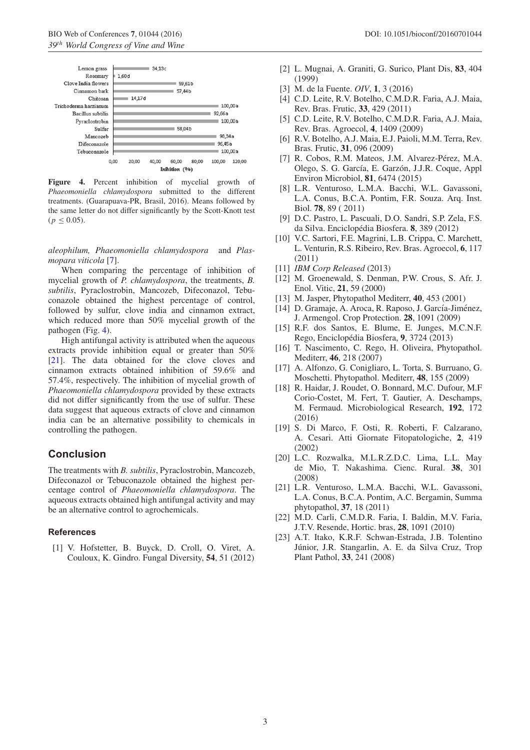Lemon grass 34,13c
Rosemary 1,60d
Clove India flowers 59,61b
Cinnamon bark 57,44b
Chitosan 14,17d
Trichoderma harzianum 100,00a
Bacillus subtilis 92,66a
Pyraclostrobin 100,00a
Sulfur 58,04b
Mancozeb 98,34a
Difeconazole 96,45a
Tebuconazole 100,00a

0,00 20,00 40,00 60,00 80,00 100,00 120,00

Inibition (%)

**Figure 4.** Percent inhibition of mycelial growth of *Phaeomoniella chlamydospora* submitted to the different treatments. (Guarapuava-PR, Brasil, 2016). Means followed by the same letter do not differ significantly by the Scott-Knott test ($p \leq 0.05$).

*aleophilum, Phaeomoniella chlamydospora* and *Plasmopara viticola* [7].

When comparing the percentage of inhibition of mycelial growth of *P. chlamydospora*, the treatments, *B. subtilis*, Pyraclostrobin, Mancozeb, Difeconazol, Tebuconazole obtained the highest percentage of control, followed by sulfur, clove india and cinnamon extract, which reduced more than 50% mycelial growth of the pathogen (Fig. 4).

High antifungal activity is attributed when the aqueous extracts provide inhibition equal or greater than 50% [21]. The data obtained for the clove cloves and cinnamon extracts obtained inhibition of 59.6% and 57.4%, respectively. The inhibition of mycelial growth of *Phaeomoniella chlamydospora* provided by these extracts did not differ significantly from the use of sulfur. These data suggest that aqueous extracts of clove and cinnamon india can be an alternative possibility to chemicals in controlling the pathogen.

## Conclusion

The treatments with *B. subtilis*, Pyraclostrobin, Mancozeb, Difeconazol or Tebuconazole obtained the highest percentage control of *Phaeomoniella chlamydospora*. The aqueous extracts obtained high antifungal activity and may be an alternative control to agrochemicals.

### References

[1] V. Hofstetter, B. Buyck, D. Croll, O. Viret, A. Couloux, K. Gindro. Fungal Diversity, **54**, 51 (2012)

[2] L. Mugnai, A. Graniti, G. Surico, Plant Dis, **83**, 404 (1999)

[3] M. de la Fuente. *OIV*, **1**, 3 (2016)

[4] C.D. Leite, R.V. Botelho, C.M.D.R. Faria, A.J. Maia, Rev. Bras. Frutic, **33**, 429 (2011)

[5] C.D. Leite, R.V. Botelho, C.M.D.R. Faria, A.J. Maia, Rev. Bras. Agroecol, **4**, 1409 (2009)

[6] R.V. Botelho, A.J. Maia, E.J. Paioli, M.M. Terra, Rev. Bras. Frutic, **31**, 096 (2009)

[7] R. Cobos, R.M. Mateos, J.M. Alvarez-Pérez, M.A. Olego, S. G. García, E. Garzón, J.J.R. Coque, Appl Environ Microbiol, **81**, 6474 (2015)

[8] L.R. Venturoso, L.M.A. Bacchi, W.L. Gavassoni, L.A. Conus, B.C.A. Pontim, F.R. Souza. Arq. Inst. Biol. **78**, 89 ( 2011)

[9] D.C. Pastro, L. Pascuali, D.O. Sandri, S.P. Zela, F.S. da Silva. Enciclopédia Biosfera. **8**, 389 (2012)

[10] V.C. Sartori, F.E. Magrini, L.B. Crippa, C. Marchett, L. Venturin, R.S. Ribeiro, Rev. Bras. Agroecol, **6**, 117 (2011)

[11] *IBM Corp Released* (2013)

[12] M. Groenewald, S. Denman, P.W. Crous, S. Afr. J. Enol. Vitic, **21**, 59 (2000)

[13] M. Jasper, Phytopathol Mediterr, **40**, 453 (2001)

[14] D. Gramaje, A. Aroca, R. Raposo, J. García-Jiménez, J. Armengol. Crop Protection. **28**, 1091 (2009)

[15] R.F. dos Santos, E. Blume, E. Junges, M.C.N.F. Rego, Enciclopédia Biosfera, **9**, 3724 (2013)

[16] T. Nascimento, C. Rego, H. Oliveira, Phytopathol. Mediterr, **46**, 218 (2007)

[17] A. Alfonzo, G. Conigliaro, L. Torta, S. Burruano, G. Moschetti. Phytopathol. Mediterr, **48**, 155 (2009)

[18] R. Haidar, J. Roudet, O. Bonnard, M.C. Dufour, M.F Corio-Costet, M. Fert, T. Gautier, A. Deschamps, M. Fermaud. Microbiological Research, **192**, 172 (2016)

[19] S. Di Marco, F. Osti, R. Roberti, F. Calzarano, A. Cesari. Atti Giornate Fitopatologiche, **2**, 419 (2002)

[20] L.C. Rozwalka, M.L.R.Z.D.C. Lima, L.L. May de Mio, T. Nakashima. Cienc. Rural. **38**, 301 (2008)

[21] L.R. Venturoso, L.M.A. Bacchi, W.L. Gavassoni, L.A. Conus, B.C.A. Pontim, A.C. Bergamin, Summa phytopathol, **37**, 18 (2011)

[22] M.D. Carli, C.M.D.R. Faria, I. Baldin, M.V. Faria, J.T.V. Resende, Hortic. bras, **28**, 1091 (2010)

[23] A.T. Itako, K.R.F. Schwan-Estrada, J.B. Tolentino Júnior, J.R. Stangarlin, A. E. da Silva Cruz, Trop Plant Pathol, **33**, 241 (2008)